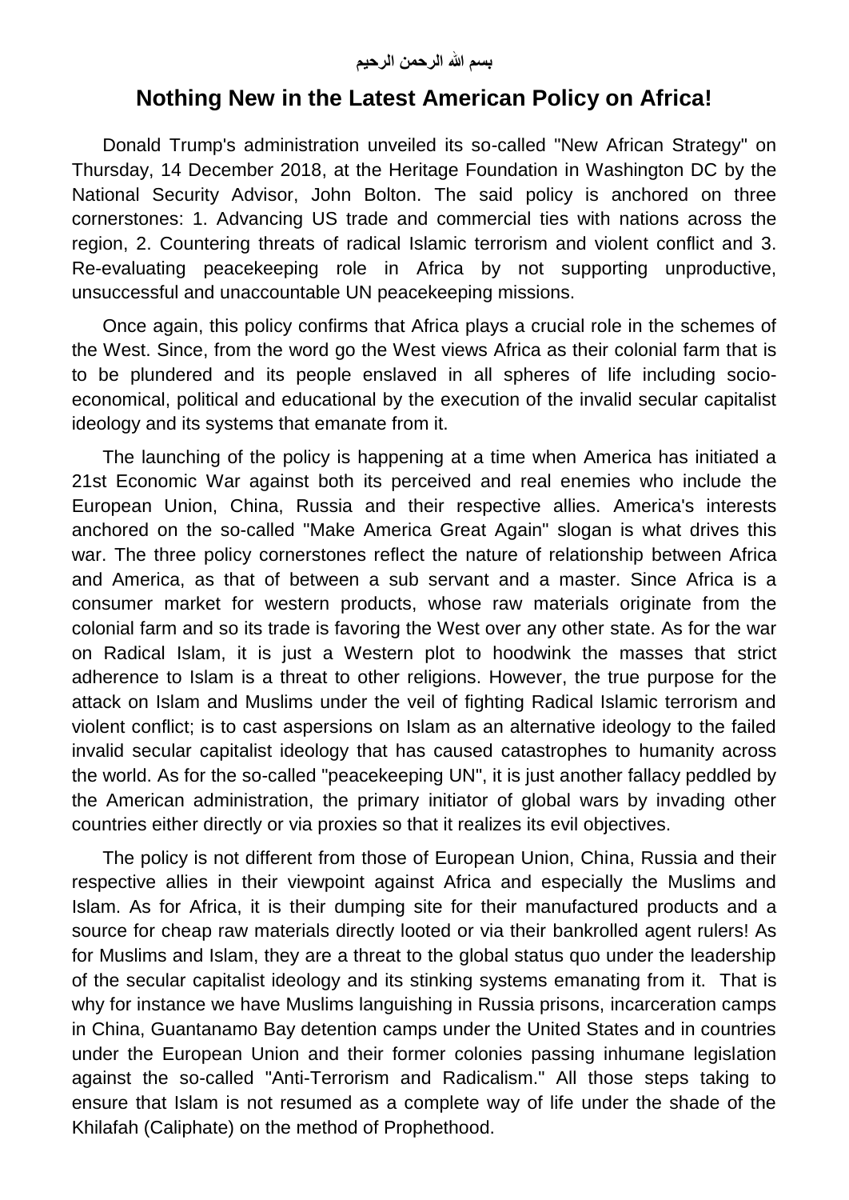بسم الله الرحمن الرحيم

# Nothing New in the Latest American Policy on Africa!

Donald Trump's administration unveiled its so-called "New African Strategy" on Thursday, 14 December 2018, at the Heritage Foundation in Washington DC by the National Security Advisor, John Bolton. The said policy is anchored on three cornerstones: 1. Advancing US trade and commercial ties with nations across the region, 2. Countering threats of radical Islamic terrorism and violent conflict and 3. Re-evaluating peacekeeping role in Africa by not supporting unproductive, unsuccessful and unaccountable UN peacekeeping missions.

Once again, this policy confirms that Africa plays a crucial role in the schemes of the West. Since, from the word go the West views Africa as their colonial farm that is to be plundered and its people enslaved in all spheres of life including socio-economical, political and educational by the execution of the invalid secular capitalist ideology and its systems that emanate from it.

The launching of the policy is happening at a time when America has initiated a 21st Economic War against both its perceived and real enemies who include the European Union, China, Russia and their respective allies. America's interests anchored on the so-called "Make America Great Again" slogan is what drives this war. The three policy cornerstones reflect the nature of relationship between Africa and America, as that of between a sub servant and a master. Since Africa is a consumer market for western products, whose raw materials originate from the colonial farm and so its trade is favoring the West over any other state. As for the war on Radical Islam, it is just a Western plot to hoodwink the masses that strict adherence to Islam is a threat to other religions. However, the true purpose for the attack on Islam and Muslims under the veil of fighting Radical Islamic terrorism and violent conflict; is to cast aspersions on Islam as an alternative ideology to the failed invalid secular capitalist ideology that has caused catastrophes to humanity across the world. As for the so-called "peacekeeping UN", it is just another fallacy peddled by the American administration, the primary initiator of global wars by invading other countries either directly or via proxies so that it realizes its evil objectives.

The policy is not different from those of European Union, China, Russia and their respective allies in their viewpoint against Africa and especially the Muslims and Islam. As for Africa, it is their dumping site for their manufactured products and a source for cheap raw materials directly looted or via their bankrolled agent rulers! As for Muslims and Islam, they are a threat to the global status quo under the leadership of the secular capitalist ideology and its stinking systems emanating from it. That is why for instance we have Muslims languishing in Russia prisons, incarceration camps in China, Guantanamo Bay detention camps under the United States and in countries under the European Union and their former colonies passing inhumane legislation against the so-called "Anti-Terrorism and Radicalism." All those steps taking to ensure that Islam is not resumed as a complete way of life under the shade of the Khilafah (Caliphate) on the method of Prophethood.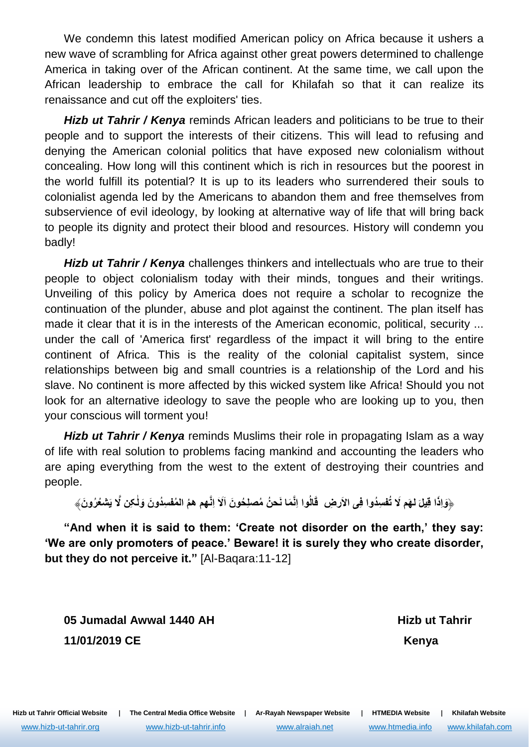We condemn this latest modified American policy on Africa because it ushers a new wave of scrambling for Africa against other great powers determined to challenge America in taking over of the African continent. At the same time, we call upon the African leadership to embrace the call for Khilafah so that it can realize its renaissance and cut off the exploiters' ties.

***Hizb ut Tahrir / Kenya*** reminds African leaders and politicians to be true to their people and to support the interests of their citizens. This will lead to refusing and denying the American colonial politics that have exposed new colonialism without concealing. How long will this continent which is rich in resources but the poorest in the world fulfill its potential? It is up to its leaders who surrendered their souls to colonialist agenda led by the Americans to abandon them and free themselves from subservience of evil ideology, by looking at alternative way of life that will bring back to people its dignity and protect their blood and resources. History will condemn you badly!

***Hizb ut Tahrir / Kenya*** challenges thinkers and intellectuals who are true to their people to object colonialism today with their minds, tongues and their writings. Unveiling of this policy by America does not require a scholar to recognize the continuation of the plunder, abuse and plot against the continent. The plan itself has made it clear that it is in the interests of the American economic, political, security ... under the call of 'America first' regardless of the impact it will bring to the entire continent of Africa. This is the reality of the colonial capitalist system, since relationships between big and small countries is a relationship of the Lord and his slave. No continent is more affected by this wicked system like Africa! Should you not look for an alternative ideology to save the people who are looking up to you, then your conscious will torment you!

***Hizb ut Tahrir / Kenya*** reminds Muslims their role in propagating Islam as a way of life with real solution to problems facing mankind and accounting the leaders who are aping everything from the west to the extent of destroying their countries and people.

﴿وَإِذَا قِيلَ لَهُمْ لَا تُفْسِدُوا فِي الْأَرْضِ قَالُوا إِنَّمَا نَحْنُ مُصْلِحُونَ أَلَا إِنَّهُمْ هُمُ الْمُفْسِدُونَ وَلَٰكِن لَّا يَشْعُرُونَ﴾

**"And when it is said to them: 'Create not disorder on the earth,' they say: 'We are only promoters of peace.' Beware! it is surely they who create disorder, but they do not perceive it."** [Al-Baqara:11-12]

**05 Jumadal Awwal 1440 AH**
**11/01/2019 CE**

**Hizb ut Tahrir**
**Kenya**

| Hizb ut Tahrir Official Website | The Central Media Office Website | Ar-Rayah Newspaper Website | HTMEDIA Website | Khilafah Website |
|---|---|---|---|---|
| www.hizb-ut-tahrir.org | www.hizb-ut-tahrir.info | www.alraiah.net | www.htmedia.info | www.khilafah.com |